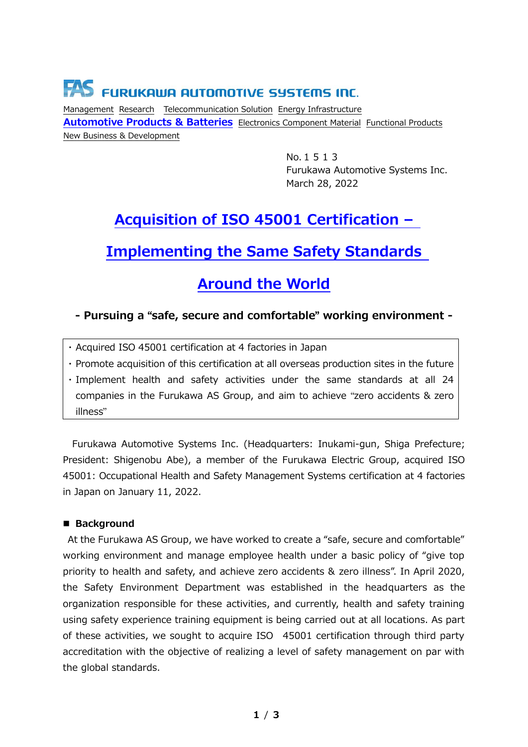FAS FURUKAWA AUTOMOTIVE SYSTEMS INC.

Management Research Telecommunication Solution Energy Infrastructure
**Automotive Products & Batteries** Electronics Component Material Functional Products
New Business & Development

No. 1 5 1 3
Furukawa Automotive Systems Inc.
March 28, 2022

# Acquisition of ISO 45001 Certification – Implementing the Same Safety Standards Around the World

**- Pursuing a "safe, secure and comfortable" working environment -**

- Acquired ISO 45001 certification at 4 factories in Japan
- Promote acquisition of this certification at all overseas production sites in the future
- Implement health and safety activities under the same standards at all 24 companies in the Furukawa AS Group, and aim to achieve "zero accidents & zero illness"

Furukawa Automotive Systems Inc. (Headquarters: Inukami-gun, Shiga Prefecture; President: Shigenobu Abe), a member of the Furukawa Electric Group, acquired ISO 45001: Occupational Health and Safety Management Systems certification at 4 factories in Japan on January 11, 2022.

## ■ Background

At the Furukawa AS Group, we have worked to create a "safe, secure and comfortable" working environment and manage employee health under a basic policy of "give top priority to health and safety, and achieve zero accidents & zero illness". In April 2020, the Safety Environment Department was established in the headquarters as the organization responsible for these activities, and currently, health and safety training using safety experience training equipment is being carried out at all locations. As part of these activities, we sought to acquire ISO 45001 certification through third party accreditation with the objective of realizing a level of safety management on par with the global standards.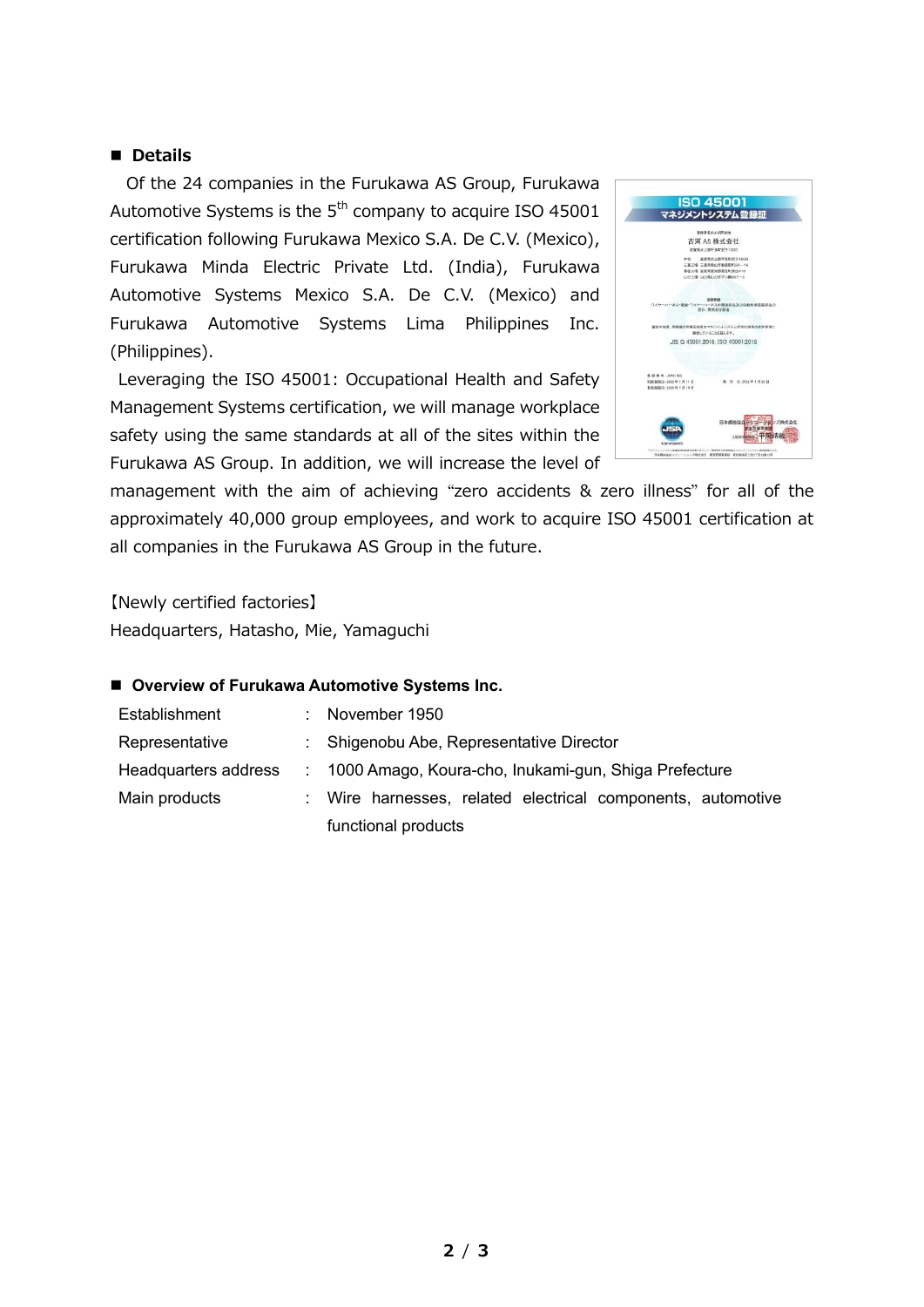## ■ Details

Of the 24 companies in the Furukawa AS Group, Furukawa Automotive Systems is the 5th company to acquire ISO 45001 certification following Furukawa Mexico S.A. De C.V. (Mexico), Furukawa Minda Electric Private Ltd. (India), Furukawa Automotive Systems Mexico S.A. De C.V. (Mexico) and Furukawa Automotive Systems Lima Philippines Inc. (Philippines).

Leveraging the ISO 45001: Occupational Health and Safety Management Systems certification, we will manage workplace safety using the same standards at all of the sites within the Furukawa AS Group. In addition, we will increase the level of management with the aim of achieving “zero accidents & zero illness” for all of the approximately 40,000 group employees, and work to acquire ISO 45001 certification at all companies in the Furukawa AS Group in the future.

【Newly certified factories】

Headquarters, Hatasho, Mie, Yamaguchi

## ■ Overview of Furukawa Automotive Systems Inc.

| | | |
|---|---|---|
| Establishment | : | November 1950 |
| Representative | : | Shigenobu Abe, Representative Director |
| Headquarters address | : | 1000 Amago, Koura-cho, Inukami-gun, Shiga Prefecture |
| Main products | : | Wire harnesses, related electrical components, automotive functional products |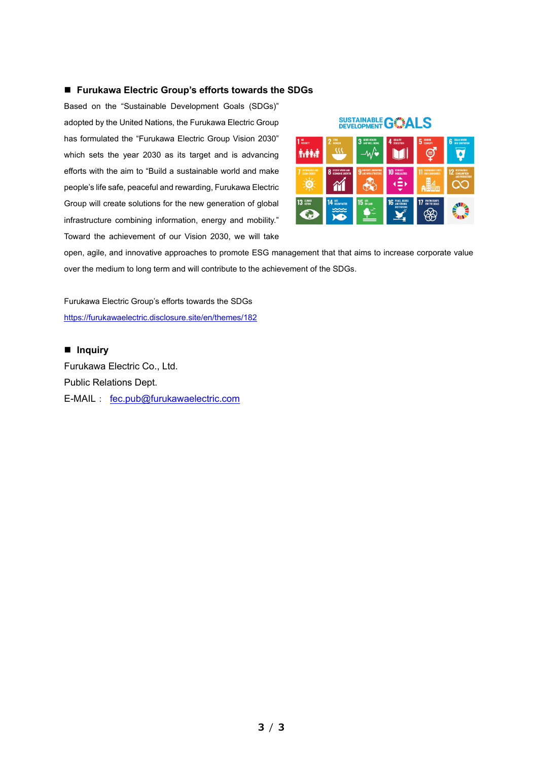## ■ Furukawa Electric Group's efforts towards the SDGs

Based on the "Sustainable Development Goals (SDGs)" adopted by the United Nations, the Furukawa Electric Group has formulated the "Furukawa Electric Group Vision 2030" which sets the year 2030 as its target and is advancing efforts with the aim to "Build a sustainable world and make people's life safe, peaceful and rewarding, Furukawa Electric Group will create solutions for the new generation of global infrastructure combining information, energy and mobility." Toward the achievement of our Vision 2030, we will take open, agile, and innovative approaches to promote ESG management that that aims to increase corporate value over the medium to long term and will contribute to the achievement of the SDGs.

Furukawa Electric Group's efforts towards the SDGs
https://furukawaelectric.disclosure.site/en/themes/182

## ■ Inquiry

Furukawa Electric Co., Ltd.
Public Relations Dept.
E-MAIL： fec.pub@furukawaelectric.com